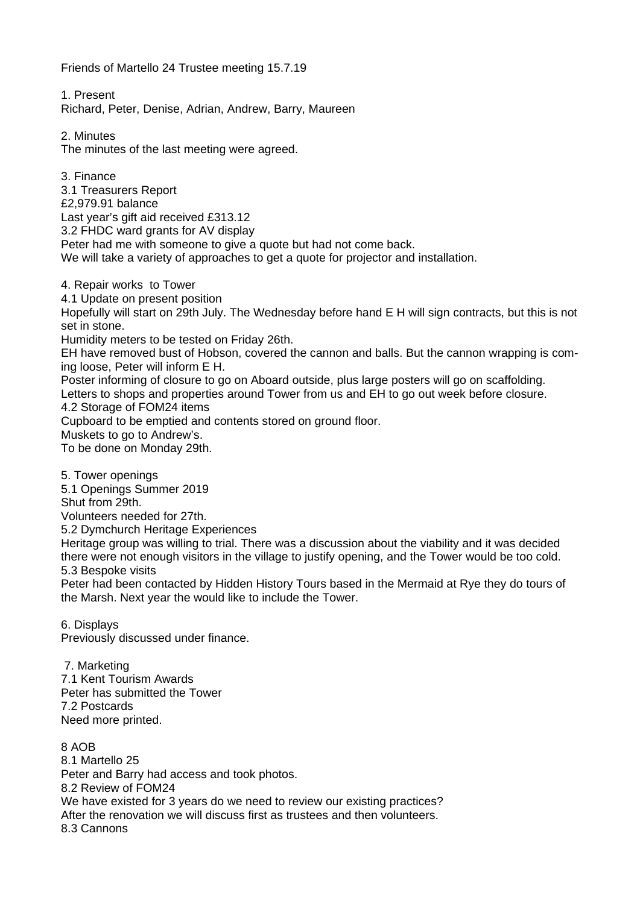Friends of Martello 24 Trustee meeting 15.7.19

1. Present

Richard, Peter, Denise, Adrian, Andrew, Barry, Maureen

2. Minutes

The minutes of the last meeting were agreed.

3. Finance

3.1 Treasurers Report

£2,979.91 balance

Last year's gift aid received £313.12

3.2 FHDC ward grants for AV display

Peter had me with someone to give a quote but had not come back.

We will take a variety of approaches to get a quote for projector and installation.

4. Repair works to Tower

4.1 Update on present position

Hopefully will start on 29th July. The Wednesday before hand E H will sign contracts, but this is not set in stone.

Humidity meters to be tested on Friday 26th.

EH have removed bust of Hobson, covered the cannon and balls. But the cannon wrapping is coming loose, Peter will inform E H.

Poster informing of closure to go on Aboard outside, plus large posters will go on scaffolding.

Letters to shops and properties around Tower from us and EH to go out week before closure.

4.2 Storage of FOM24 items

Cupboard to be emptied and contents stored on ground floor.

Muskets to go to Andrew's.

To be done on Monday 29th.

5. Tower openings

5.1 Openings Summer 2019

Shut from 29th.

Volunteers needed for 27th.

5.2 Dymchurch Heritage Experiences

Heritage group was willing to trial. There was a discussion about the viability and it was decided there were not enough visitors in the village to justify opening, and the Tower would be too cold.

5.3 Bespoke visits

Peter had been contacted by Hidden History Tours based in the Mermaid at Rye they do tours of the Marsh. Next year the would like to include the Tower.

6. Displays

Previously discussed under finance.

7. Marketing

7.1 Kent Tourism Awards

Peter has submitted the Tower

7.2 Postcards

Need more printed.

8 AOB

8.1 Martello 25

Peter and Barry had access and took photos.

8.2 Review of FOM24

We have existed for 3 years do we need to review our existing practices?

After the renovation we will discuss first as trustees and then volunteers.

8.3 Cannons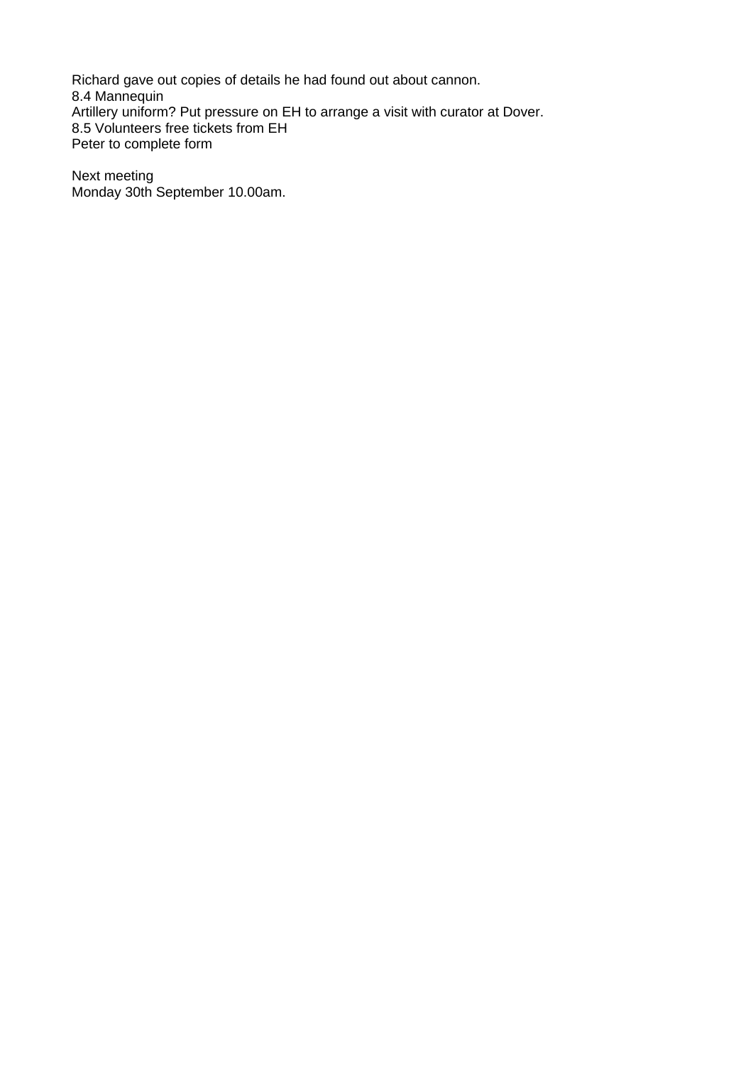Richard gave out copies of details he had found out about cannon.
8.4 Mannequin
Artillery uniform? Put pressure on EH to arrange a visit with curator at Dover.
8.5 Volunteers free tickets from EH
Peter to complete form

Next meeting
Monday 30th September 10.00am.